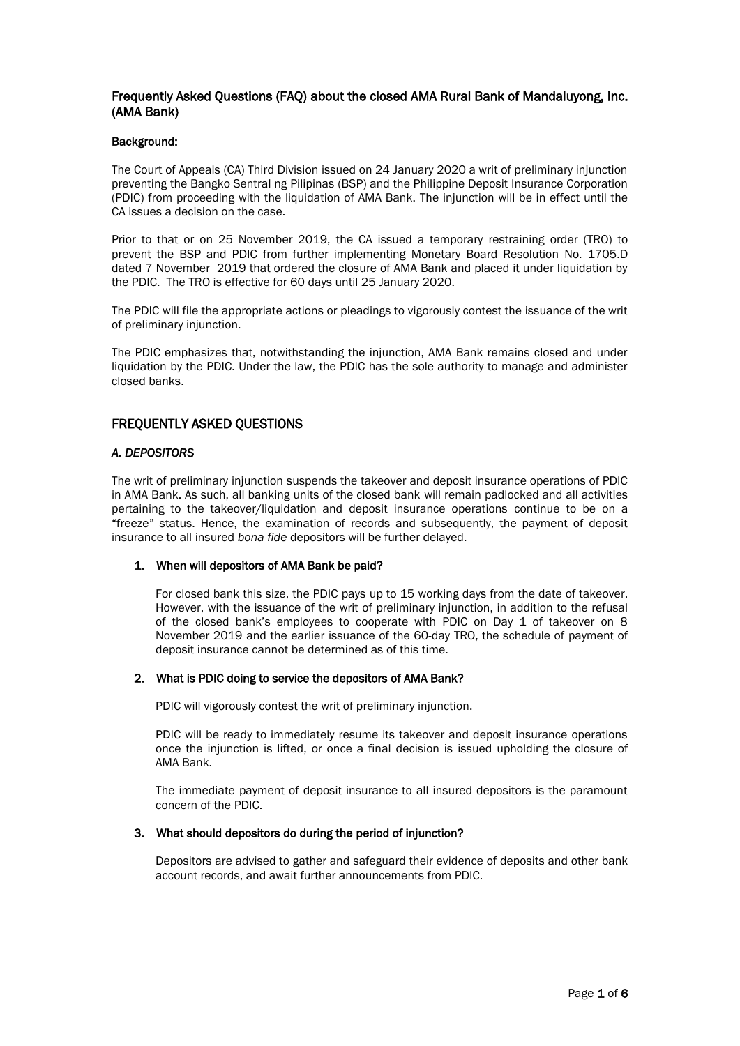# Frequently Asked Questions (FAQ) about the closed AMA Rural Bank of Mandaluyong, Inc. (AMA Bank)

**Background:**

The Court of Appeals (CA) Third Division issued on 24 January 2020 a writ of preliminary injunction preventing the Bangko Sentral ng Pilipinas (BSP) and the Philippine Deposit Insurance Corporation (PDIC) from proceeding with the liquidation of AMA Bank. The injunction will be in effect until the CA issues a decision on the case.

Prior to that or on 25 November 2019, the CA issued a temporary restraining order (TRO) to prevent the BSP and PDIC from further implementing Monetary Board Resolution No. 1705.D dated 7 November 2019 that ordered the closure of AMA Bank and placed it under liquidation by the PDIC. The TRO is effective for 60 days until 25 January 2020.

The PDIC will file the appropriate actions or pleadings to vigorously contest the issuance of the writ of preliminary injunction.

The PDIC emphasizes that, notwithstanding the injunction, AMA Bank remains closed and under liquidation by the PDIC. Under the law, the PDIC has the sole authority to manage and administer closed banks.

## FREQUENTLY ASKED QUESTIONS

### *A. DEPOSITORS*

The writ of preliminary injunction suspends the takeover and deposit insurance operations of PDIC in AMA Bank. As such, all banking units of the closed bank will remain padlocked and all activities pertaining to the takeover/liquidation and deposit insurance operations continue to be on a "freeze" status. Hence, the examination of records and subsequently, the payment of deposit insurance to all insured *bona fide* depositors will be further delayed.

1. **When will depositors of AMA Bank be paid?**

   For closed bank this size, the PDIC pays up to 15 working days from the date of takeover. However, with the issuance of the writ of preliminary injunction, in addition to the refusal of the closed bank's employees to cooperate with PDIC on Day 1 of takeover on 8 November 2019 and the earlier issuance of the 60-day TRO, the schedule of payment of deposit insurance cannot be determined as of this time.

2. **What is PDIC doing to service the depositors of AMA Bank?**

   PDIC will vigorously contest the writ of preliminary injunction.

   PDIC will be ready to immediately resume its takeover and deposit insurance operations once the injunction is lifted, or once a final decision is issued upholding the closure of AMA Bank.

   The immediate payment of deposit insurance to all insured depositors is the paramount concern of the PDIC.

3. **What should depositors do during the period of injunction?**

   Depositors are advised to gather and safeguard their evidence of deposits and other bank account records, and await further announcements from PDIC.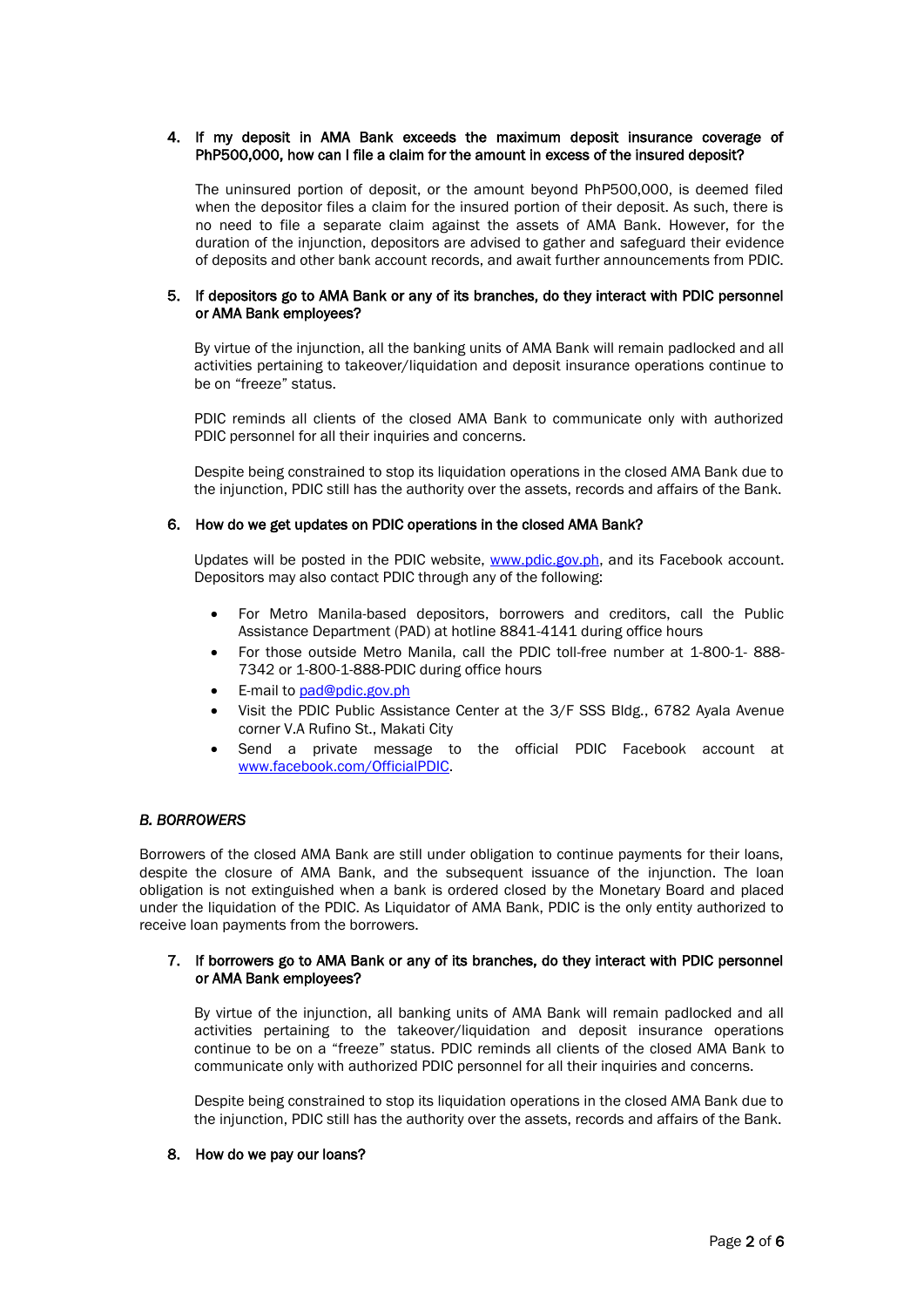4. **If my deposit in AMA Bank exceeds the maximum deposit insurance coverage of PhP500,000, how can I file a claim for the amount in excess of the insured deposit?**

   The uninsured portion of deposit, or the amount beyond PhP500,000, is deemed filed when the depositor files a claim for the insured portion of their deposit. As such, there is no need to file a separate claim against the assets of AMA Bank. However, for the duration of the injunction, depositors are advised to gather and safeguard their evidence of deposits and other bank account records, and await further announcements from PDIC.

5. **If depositors go to AMA Bank or any of its branches, do they interact with PDIC personnel or AMA Bank employees?**

   By virtue of the injunction, all the banking units of AMA Bank will remain padlocked and all activities pertaining to takeover/liquidation and deposit insurance operations continue to be on "freeze" status.

   PDIC reminds all clients of the closed AMA Bank to communicate only with authorized PDIC personnel for all their inquiries and concerns.

   Despite being constrained to stop its liquidation operations in the closed AMA Bank due to the injunction, PDIC still has the authority over the assets, records and affairs of the Bank.

6. **How do we get updates on PDIC operations in the closed AMA Bank?**

   Updates will be posted in the PDIC website, www.pdic.gov.ph, and its Facebook account. Depositors may also contact PDIC through any of the following:

   - For Metro Manila-based depositors, borrowers and creditors, call the Public Assistance Department (PAD) at hotline 8841-4141 during office hours
   - For those outside Metro Manila, call the PDIC toll-free number at 1-800-1- 888-7342 or 1-800-1-888-PDIC during office hours
   - E-mail to pad@pdic.gov.ph
   - Visit the PDIC Public Assistance Center at the 3/F SSS Bldg., 6782 Ayala Avenue corner V.A Rufino St., Makati City
   - Send a private message to the official PDIC Facebook account at www.facebook.com/OfficialPDIC.

### *B. BORROWERS*

Borrowers of the closed AMA Bank are still under obligation to continue payments for their loans, despite the closure of AMA Bank, and the subsequent issuance of the injunction. The loan obligation is not extinguished when a bank is ordered closed by the Monetary Board and placed under the liquidation of the PDIC. As Liquidator of AMA Bank, PDIC is the only entity authorized to receive loan payments from the borrowers.

7. **If borrowers go to AMA Bank or any of its branches, do they interact with PDIC personnel or AMA Bank employees?**

   By virtue of the injunction, all banking units of AMA Bank will remain padlocked and all activities pertaining to the takeover/liquidation and deposit insurance operations continue to be on a "freeze" status. PDIC reminds all clients of the closed AMA Bank to communicate only with authorized PDIC personnel for all their inquiries and concerns.

   Despite being constrained to stop its liquidation operations in the closed AMA Bank due to the injunction, PDIC still has the authority over the assets, records and affairs of the Bank.

8. **How do we pay our loans?**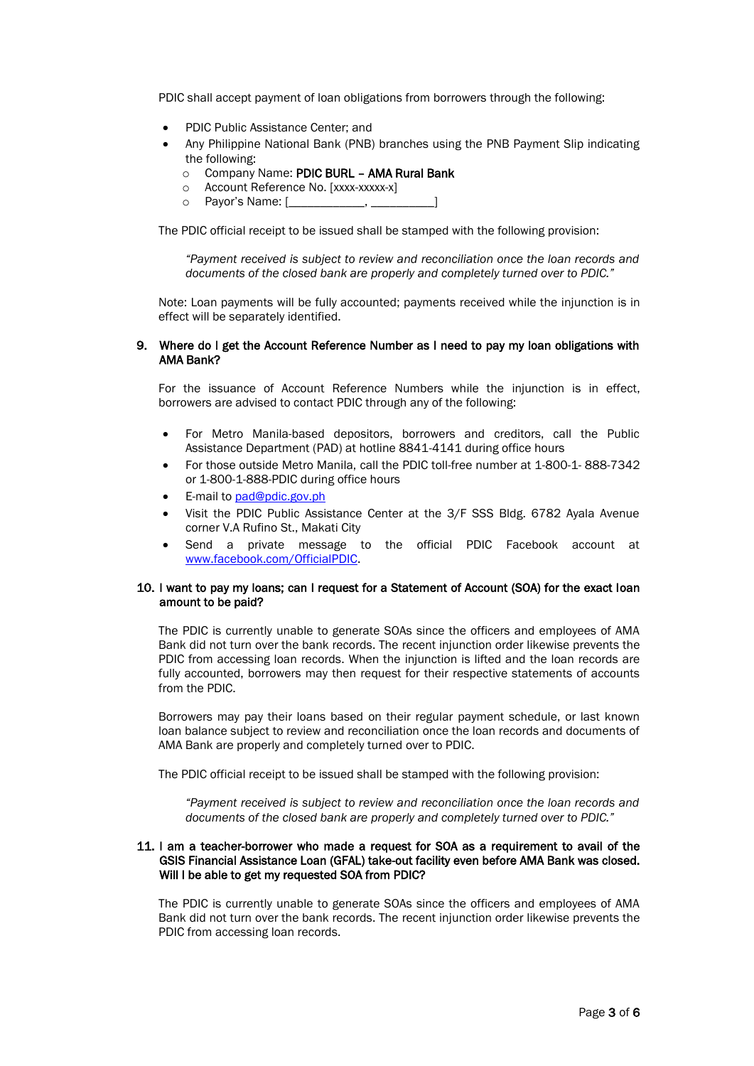PDIC shall accept payment of loan obligations from borrowers through the following:

- PDIC Public Assistance Center; and
- Any Philippine National Bank (PNB) branches using the PNB Payment Slip indicating the following:
  - Company Name: **PDIC BURL – AMA Rural Bank**
  - Account Reference No. [xxxx-xxxxx-x]
  - Payor's Name: [____________, __________]

The PDIC official receipt to be issued shall be stamped with the following provision:

> *"Payment received is subject to review and reconciliation once the loan records and documents of the closed bank are properly and completely turned over to PDIC."*

Note: Loan payments will be fully accounted; payments received while the injunction is in effect will be separately identified.

**9. Where do I get the Account Reference Number as I need to pay my loan obligations with AMA Bank?**

For the issuance of Account Reference Numbers while the injunction is in effect, borrowers are advised to contact PDIC through any of the following:

- For Metro Manila-based depositors, borrowers and creditors, call the Public Assistance Department (PAD) at hotline 8841-4141 during office hours
- For those outside Metro Manila, call the PDIC toll-free number at 1-800-1- 888-7342 or 1-800-1-888-PDIC during office hours
- E-mail to pad@pdic.gov.ph
- Visit the PDIC Public Assistance Center at the 3/F SSS Bldg. 6782 Ayala Avenue corner V.A Rufino St., Makati City
- Send a private message to the official PDIC Facebook account at www.facebook.com/OfficialPDIC.

**10. I want to pay my loans; can I request for a Statement of Account (SOA) for the exact loan amount to be paid?**

The PDIC is currently unable to generate SOAs since the officers and employees of AMA Bank did not turn over the bank records. The recent injunction order likewise prevents the PDIC from accessing loan records. When the injunction is lifted and the loan records are fully accounted, borrowers may then request for their respective statements of accounts from the PDIC.

Borrowers may pay their loans based on their regular payment schedule, or last known loan balance subject to review and reconciliation once the loan records and documents of AMA Bank are properly and completely turned over to PDIC.

The PDIC official receipt to be issued shall be stamped with the following provision:

> *"Payment received is subject to review and reconciliation once the loan records and documents of the closed bank are properly and completely turned over to PDIC."*

**11. I am a teacher-borrower who made a request for SOA as a requirement to avail of the GSIS Financial Assistance Loan (GFAL) take-out facility even before AMA Bank was closed. Will I be able to get my requested SOA from PDIC?**

The PDIC is currently unable to generate SOAs since the officers and employees of AMA Bank did not turn over the bank records. The recent injunction order likewise prevents the PDIC from accessing loan records.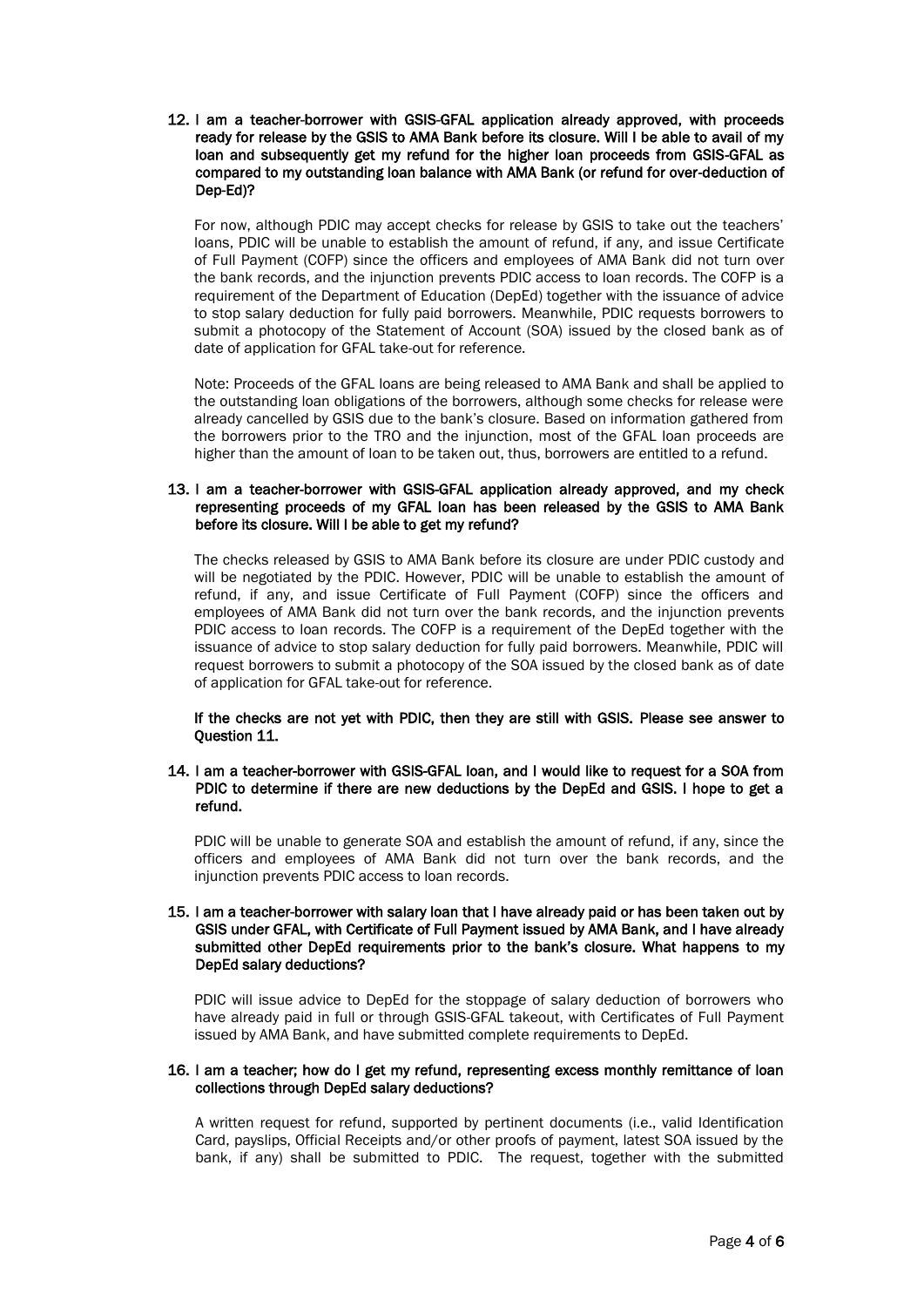**12. I am a teacher-borrower with GSIS-GFAL application already approved, with proceeds ready for release by the GSIS to AMA Bank before its closure. Will I be able to avail of my loan and subsequently get my refund for the higher loan proceeds from GSIS-GFAL as compared to my outstanding loan balance with AMA Bank (or refund for over-deduction of Dep-Ed)?**

For now, although PDIC may accept checks for release by GSIS to take out the teachers' loans, PDIC will be unable to establish the amount of refund, if any, and issue Certificate of Full Payment (COFP) since the officers and employees of AMA Bank did not turn over the bank records, and the injunction prevents PDIC access to loan records. The COFP is a requirement of the Department of Education (DepEd) together with the issuance of advice to stop salary deduction for fully paid borrowers. Meanwhile, PDIC requests borrowers to submit a photocopy of the Statement of Account (SOA) issued by the closed bank as of date of application for GFAL take-out for reference.

Note: Proceeds of the GFAL loans are being released to AMA Bank and shall be applied to the outstanding loan obligations of the borrowers, although some checks for release were already cancelled by GSIS due to the bank's closure. Based on information gathered from the borrowers prior to the TRO and the injunction, most of the GFAL loan proceeds are higher than the amount of loan to be taken out, thus, borrowers are entitled to a refund.

**13. I am a teacher-borrower with GSIS-GFAL application already approved, and my check representing proceeds of my GFAL loan has been released by the GSIS to AMA Bank before its closure. Will I be able to get my refund?**

The checks released by GSIS to AMA Bank before its closure are under PDIC custody and will be negotiated by the PDIC. However, PDIC will be unable to establish the amount of refund, if any, and issue Certificate of Full Payment (COFP) since the officers and employees of AMA Bank did not turn over the bank records, and the injunction prevents PDIC access to loan records. The COFP is a requirement of the DepEd together with the issuance of advice to stop salary deduction for fully paid borrowers. Meanwhile, PDIC will request borrowers to submit a photocopy of the SOA issued by the closed bank as of date of application for GFAL take-out for reference.

**If the checks are not yet with PDIC, then they are still with GSIS. Please see answer to Question 11.**

**14. I am a teacher-borrower with GSIS-GFAL loan, and I would like to request for a SOA from PDIC to determine if there are new deductions by the DepEd and GSIS. I hope to get a refund.**

PDIC will be unable to generate SOA and establish the amount of refund, if any, since the officers and employees of AMA Bank did not turn over the bank records, and the injunction prevents PDIC access to loan records.

**15. I am a teacher-borrower with salary loan that I have already paid or has been taken out by GSIS under GFAL, with Certificate of Full Payment issued by AMA Bank, and I have already submitted other DepEd requirements prior to the bank's closure. What happens to my DepEd salary deductions?**

PDIC will issue advice to DepEd for the stoppage of salary deduction of borrowers who have already paid in full or through GSIS-GFAL takeout, with Certificates of Full Payment issued by AMA Bank, and have submitted complete requirements to DepEd.

**16. I am a teacher; how do I get my refund, representing excess monthly remittance of loan collections through DepEd salary deductions?**

A written request for refund, supported by pertinent documents (i.e., valid Identification Card, payslips, Official Receipts and/or other proofs of payment, latest SOA issued by the bank, if any) shall be submitted to PDIC. The request, together with the submitted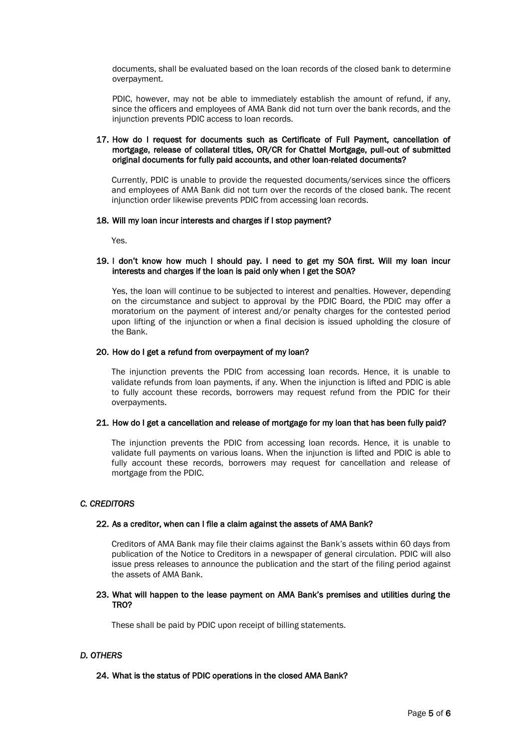documents, shall be evaluated based on the loan records of the closed bank to determine overpayment.

PDIC, however, may not be able to immediately establish the amount of refund, if any, since the officers and employees of AMA Bank did not turn over the bank records, and the injunction prevents PDIC access to loan records.

**17. How do I request for documents such as Certificate of Full Payment, cancellation of mortgage, release of collateral titles, OR/CR for Chattel Mortgage, pull-out of submitted original documents for fully paid accounts, and other loan-related documents?**

Currently, PDIC is unable to provide the requested documents/services since the officers and employees of AMA Bank did not turn over the records of the closed bank. The recent injunction order likewise prevents PDIC from accessing loan records.

**18. Will my loan incur interests and charges if I stop payment?**

Yes.

**19. I don't know how much I should pay. I need to get my SOA first. Will my loan incur interests and charges if the loan is paid only when I get the SOA?**

Yes, the loan will continue to be subjected to interest and penalties. However, depending on the circumstance and subject to approval by the PDIC Board, the PDIC may offer a moratorium on the payment of interest and/or penalty charges for the contested period upon lifting of the injunction or when a final decision is issued upholding the closure of the Bank.

**20. How do I get a refund from overpayment of my loan?**

The injunction prevents the PDIC from accessing loan records. Hence, it is unable to validate refunds from loan payments, if any. When the injunction is lifted and PDIC is able to fully account these records, borrowers may request refund from the PDIC for their overpayments.

**21. How do I get a cancellation and release of mortgage for my loan that has been fully paid?**

The injunction prevents the PDIC from accessing loan records. Hence, it is unable to validate full payments on various loans. When the injunction is lifted and PDIC is able to fully account these records, borrowers may request for cancellation and release of mortgage from the PDIC.

## *C. CREDITORS*

**22. As a creditor, when can I file a claim against the assets of AMA Bank?**

Creditors of AMA Bank may file their claims against the Bank's assets within 60 days from publication of the Notice to Creditors in a newspaper of general circulation. PDIC will also issue press releases to announce the publication and the start of the filing period against the assets of AMA Bank.

**23. What will happen to the lease payment on AMA Bank's premises and utilities during the TRO?**

These shall be paid by PDIC upon receipt of billing statements.

## *D. OTHERS*

**24. What is the status of PDIC operations in the closed AMA Bank?**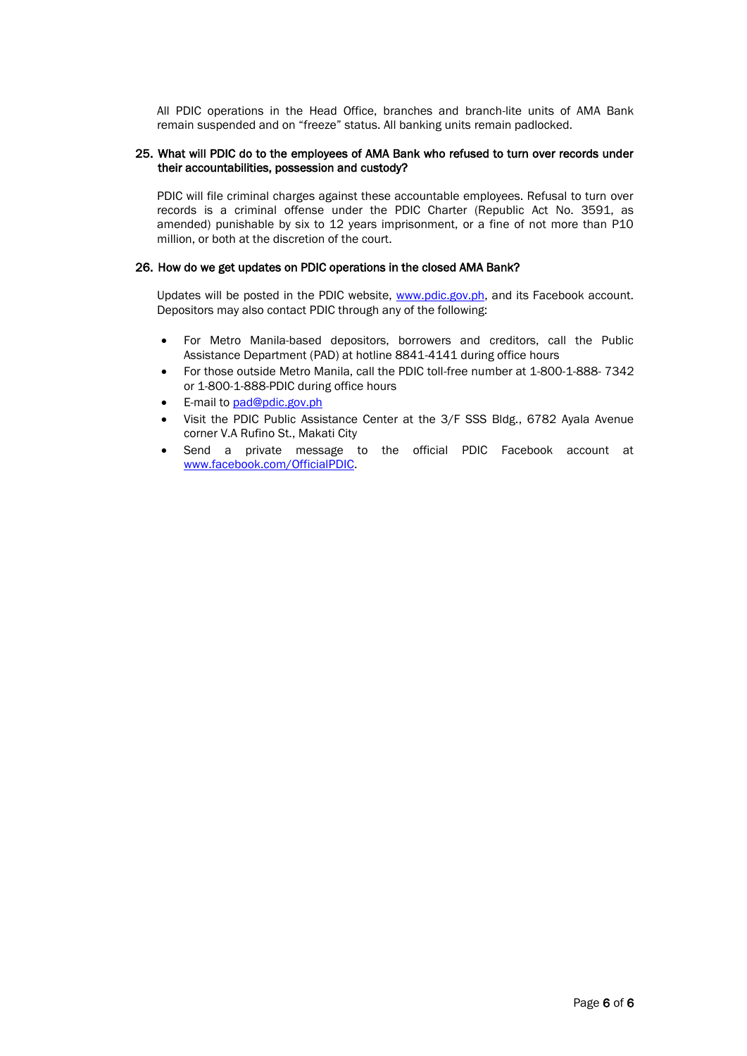All PDIC operations in the Head Office, branches and branch-lite units of AMA Bank remain suspended and on "freeze" status. All banking units remain padlocked.

**25. What will PDIC do to the employees of AMA Bank who refused to turn over records under their accountabilities, possession and custody?**

PDIC will file criminal charges against these accountable employees. Refusal to turn over records is a criminal offense under the PDIC Charter (Republic Act No. 3591, as amended) punishable by six to 12 years imprisonment, or a fine of not more than P10 million, or both at the discretion of the court.

**26. How do we get updates on PDIC operations in the closed AMA Bank?**

Updates will be posted in the PDIC website, [www.pdic.gov.ph](http://www.pdic.gov.ph), and its Facebook account. Depositors may also contact PDIC through any of the following:

- For Metro Manila-based depositors, borrowers and creditors, call the Public Assistance Department (PAD) at hotline 8841-4141 during office hours
- For those outside Metro Manila, call the PDIC toll-free number at 1-800-1-888- 7342 or 1-800-1-888-PDIC during office hours
- E-mail to [pad@pdic.gov.ph](mailto:pad@pdic.gov.ph)
- Visit the PDIC Public Assistance Center at the 3/F SSS Bldg., 6782 Ayala Avenue corner V.A Rufino St., Makati City
- Send a private message to the official PDIC Facebook account at [www.facebook.com/OfficialPDIC](http://www.facebook.com/OfficialPDIC).